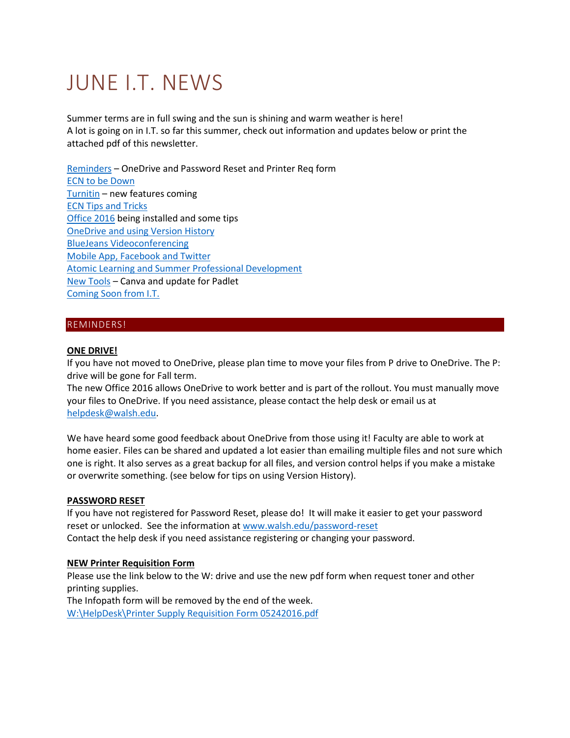# JUNE I.T. NEWS

Summer terms are in full swing and the sun is shining and warm weather is here!
A lot is going on in I.T. so far this summer, check out information and updates below or print the attached pdf of this newsletter.

[Reminders](#) – OneDrive and Password Reset and Printer Req form
[ECN to be Down](#)
[Turnitin](#) – new features coming
[ECN Tips and Tricks](#)
[Office 2016](#) being installed and some tips
[OneDrive and using Version History](#)
[BlueJeans Videoconferencing](#)
[Mobile App, Facebook and Twitter](#)
[Atomic Learning and Summer Professional Development](#)
[New Tools](#) – Canva and update for Padlet
[Coming Soon from I.T.](#)

## REMINDERS!

**ONE DRIVE!**

If you have not moved to OneDrive, please plan time to move your files from P drive to OneDrive. The P: drive will be gone for Fall term.
The new Office 2016 allows OneDrive to work better and is part of the rollout. You must manually move your files to OneDrive. If you need assistance, please contact the help desk or email us at helpdesk@walsh.edu.

We have heard some good feedback about OneDrive from those using it! Faculty are able to work at home easier. Files can be shared and updated a lot easier than emailing multiple files and not sure which one is right. It also serves as a great backup for all files, and version control helps if you make a mistake or overwrite something. (see below for tips on using Version History).

**PASSWORD RESET**

If you have not registered for Password Reset, please do! It will make it easier to get your password reset or unlocked. See the information at www.walsh.edu/password-reset
Contact the help desk if you need assistance registering or changing your password.

**NEW Printer Requisition Form**

Please use the link below to the W: drive and use the new pdf form when request toner and other printing supplies.
The Infopath form will be removed by the end of the week.
W:\HelpDesk\Printer Supply Requisition Form 05242016.pdf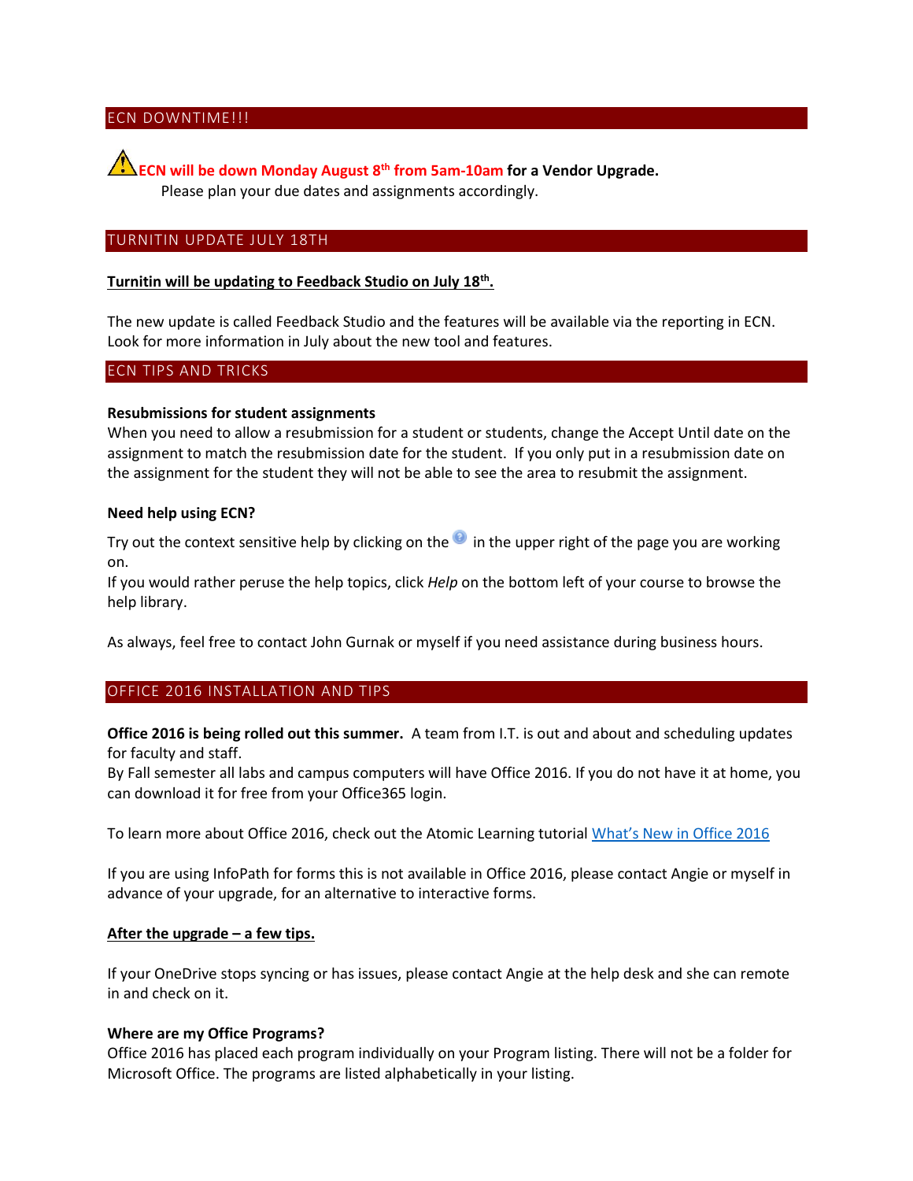## ECN DOWNTIME!!!

**ECN will be down Monday August 8th from 5am-10am for a Vendor Upgrade.**

Please plan your due dates and assignments accordingly.

## TURNITIN UPDATE JULY 18TH

**Turnitin will be updating to Feedback Studio on July 18th.**

The new update is called Feedback Studio and the features will be available via the reporting in ECN. Look for more information in July about the new tool and features.

## ECN TIPS AND TRICKS

**Resubmissions for student assignments**

When you need to allow a resubmission for a student or students, change the Accept Until date on the assignment to match the resubmission date for the student. If you only put in a resubmission date on the assignment for the student they will not be able to see the area to resubmit the assignment.

**Need help using ECN?**

Try out the context sensitive help by clicking on the ? in the upper right of the page you are working on.

If you would rather peruse the help topics, click *Help* on the bottom left of your course to browse the help library.

As always, feel free to contact John Gurnak or myself if you need assistance during business hours.

## OFFICE 2016 INSTALLATION AND TIPS

**Office 2016 is being rolled out this summer.** A team from I.T. is out and about and scheduling updates for faculty and staff.

By Fall semester all labs and campus computers will have Office 2016. If you do not have it at home, you can download it for free from your Office365 login.

To learn more about Office 2016, check out the Atomic Learning tutorial What's New in Office 2016

If you are using InfoPath for forms this is not available in Office 2016, please contact Angie or myself in advance of your upgrade, for an alternative to interactive forms.

**After the upgrade – a few tips.**

If your OneDrive stops syncing or has issues, please contact Angie at the help desk and she can remote in and check on it.

**Where are my Office Programs?**

Office 2016 has placed each program individually on your Program listing. There will not be a folder for Microsoft Office. The programs are listed alphabetically in your listing.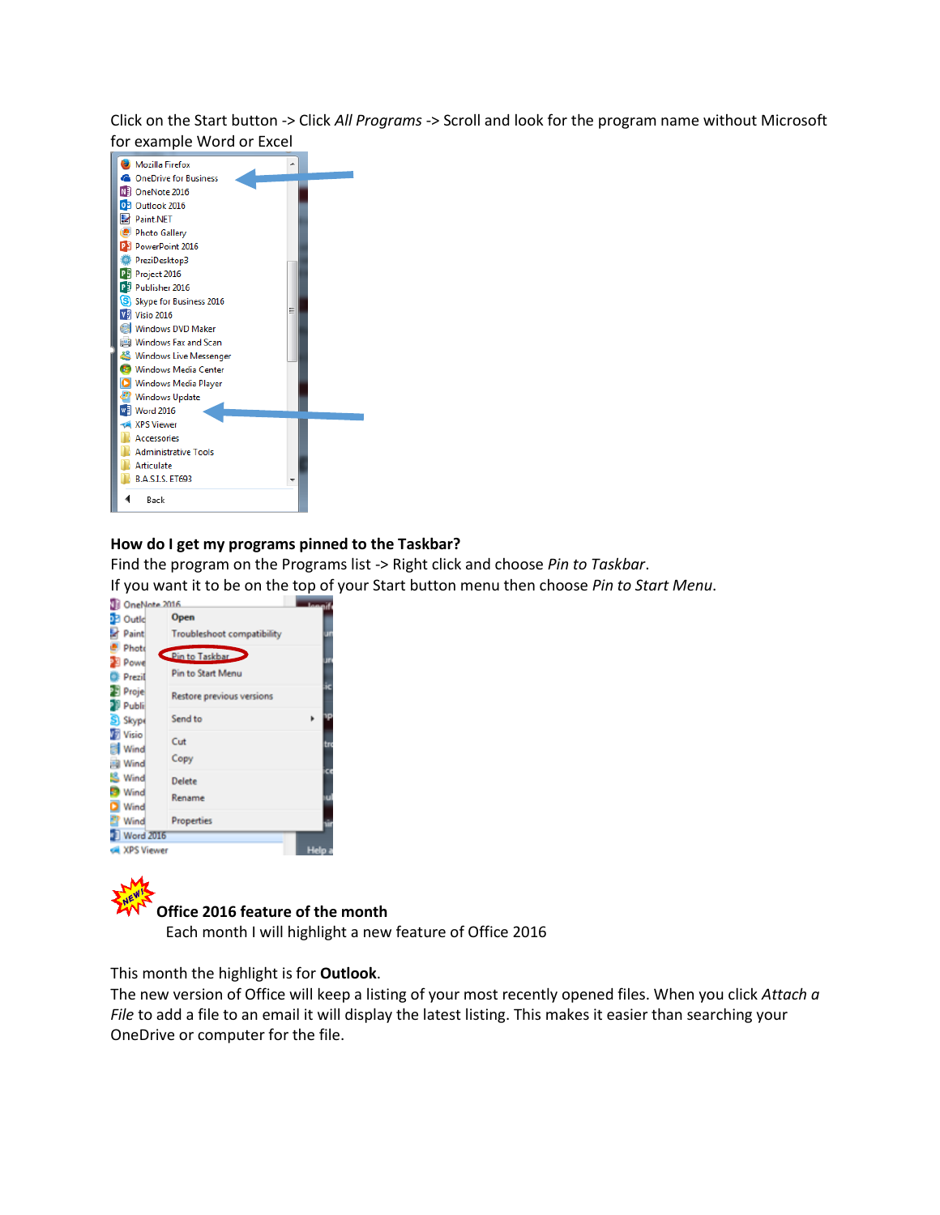Click on the Start button -> Click *All Programs* -> Scroll and look for the program name without Microsoft for example Word or Excel

**How do I get my programs pinned to the Taskbar?**
Find the program on the Programs list -> Right click and choose *Pin to Taskbar*.
If you want it to be on the top of your Start button menu then choose *Pin to Start Menu*.

**Office 2016 feature of the month**
Each month I will highlight a new feature of Office 2016

This month the highlight is for **Outlook**.
The new version of Office will keep a listing of your most recently opened files. When you click *Attach a File* to add a file to an email it will display the latest listing. This makes it easier than searching your OneDrive or computer for the file.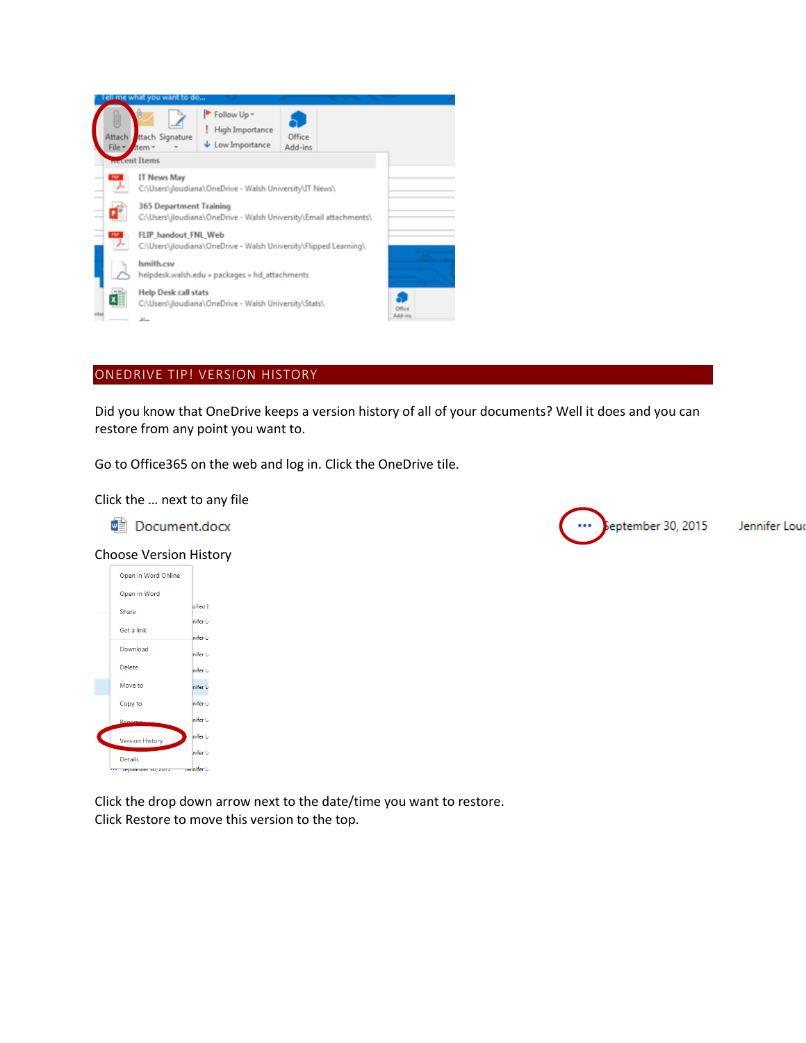## ONEDRIVE TIP! VERSION HISTORY

Did you know that OneDrive keeps a version history of all of your documents? Well it does and you can restore from any point you want to.

Go to Office365 on the web and log in. Click the OneDrive tile.

Click the … next to any file

Choose Version History

Click the drop down arrow next to the date/time you want to restore.
Click Restore to move this version to the top.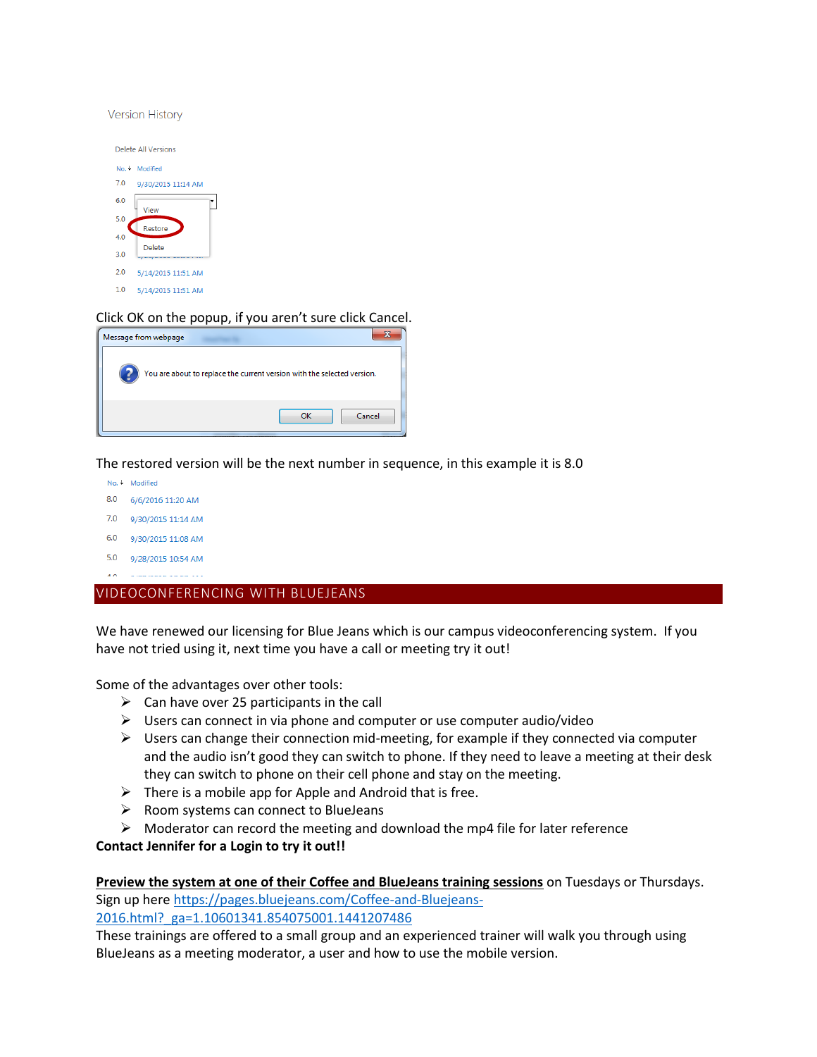Click OK on the popup, if you aren't sure click Cancel.

The restored version will be the next number in sequence, in this example it is 8.0

## VIDEOCONFERENCING WITH BLUEJEANS

We have renewed our licensing for Blue Jeans which is our campus videoconferencing system. If you have not tried using it, next time you have a call or meeting try it out!

Some of the advantages over other tools:

- Can have over 25 participants in the call
- Users can connect in via phone and computer or use computer audio/video
- Users can change their connection mid-meeting, for example if they connected via computer and the audio isn't good they can switch to phone. If they need to leave a meeting at their desk they can switch to phone on their cell phone and stay on the meeting.
- There is a mobile app for Apple and Android that is free.
- Room systems can connect to BlueJeans
- Moderator can record the meeting and download the mp4 file for later reference

**Contact Jennifer for a Login to try it out!!**

**Preview the system at one of their Coffee and BlueJeans training sessions** on Tuesdays or Thursdays. Sign up here https://pages.bluejeans.com/Coffee-and-Bluejeans-2016.html?_ga=1.10601341.854075001.1441207486

These trainings are offered to a small group and an experienced trainer will walk you through using BlueJeans as a meeting moderator, a user and how to use the mobile version.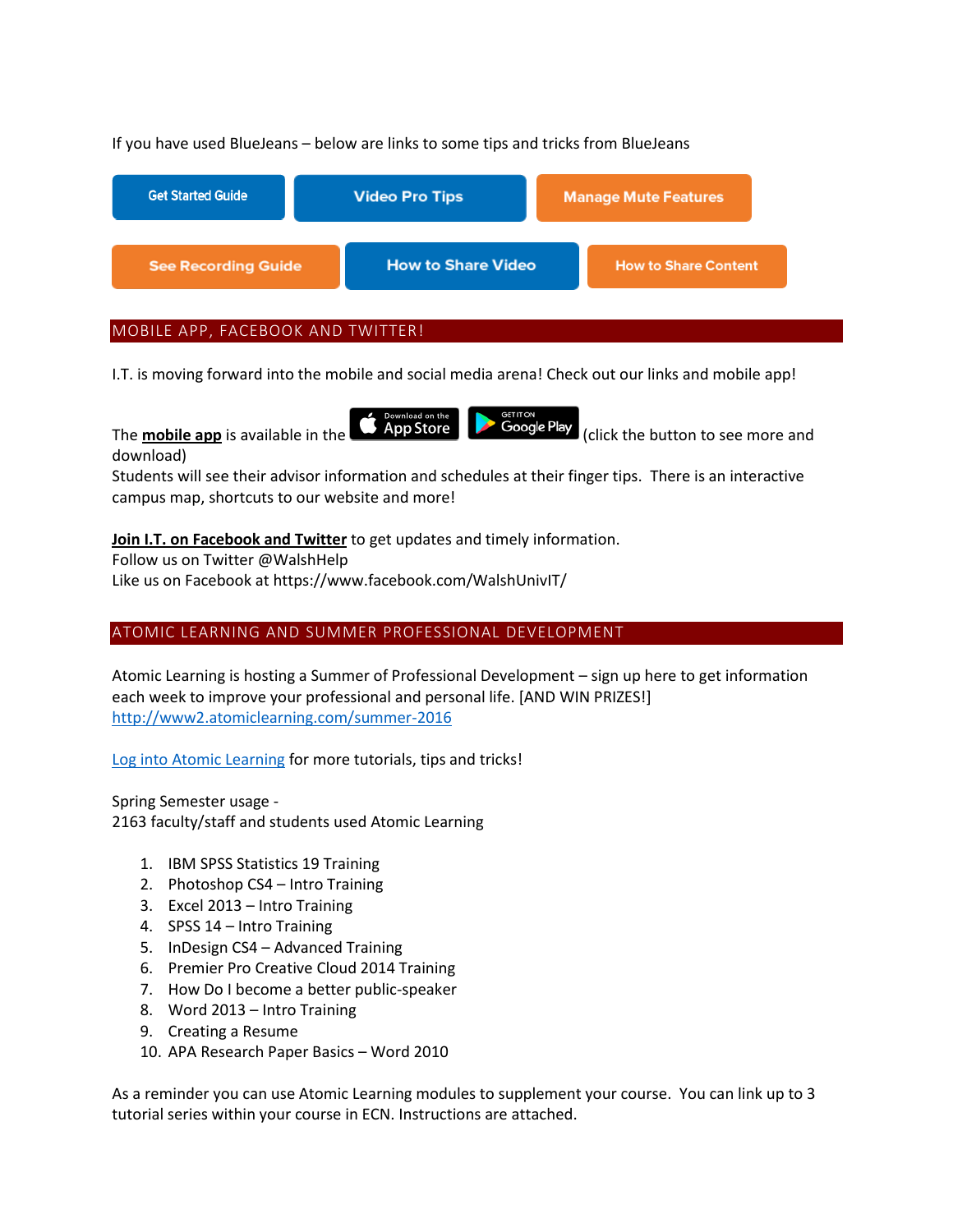If you have used BlueJeans – below are links to some tips and tricks from BlueJeans

Get Started Guide | Video Pro Tips | Manage Mute Features

See Recording Guide | How to Share Video | How to Share Content

## MOBILE APP, FACEBOOK AND TWITTER!

I.T. is moving forward into the mobile and social media arena! Check out our links and mobile app!

The **mobile app** is available in the App Store Google Play (click the button to see more and download)
Students will see their advisor information and schedules at their finger tips. There is an interactive campus map, shortcuts to our website and more!

**Join I.T. on Facebook and Twitter** to get updates and timely information.
Follow us on Twitter @WalshHelp
Like us on Facebook at https://www.facebook.com/WalshUnivIT/

## ATOMIC LEARNING AND SUMMER PROFESSIONAL DEVELOPMENT

Atomic Learning is hosting a Summer of Professional Development – sign up here to get information each week to improve your professional and personal life. [AND WIN PRIZES!]
http://www2.atomiclearning.com/summer-2016

Log into Atomic Learning for more tutorials, tips and tricks!

Spring Semester usage -
2163 faculty/staff and students used Atomic Learning

1. IBM SPSS Statistics 19 Training
2. Photoshop CS4 – Intro Training
3. Excel 2013 – Intro Training
4. SPSS 14 – Intro Training
5. InDesign CS4 – Advanced Training
6. Premier Pro Creative Cloud 2014 Training
7. How Do I become a better public-speaker
8. Word 2013 – Intro Training
9. Creating a Resume
10. APA Research Paper Basics – Word 2010

As a reminder you can use Atomic Learning modules to supplement your course. You can link up to 3 tutorial series within your course in ECN. Instructions are attached.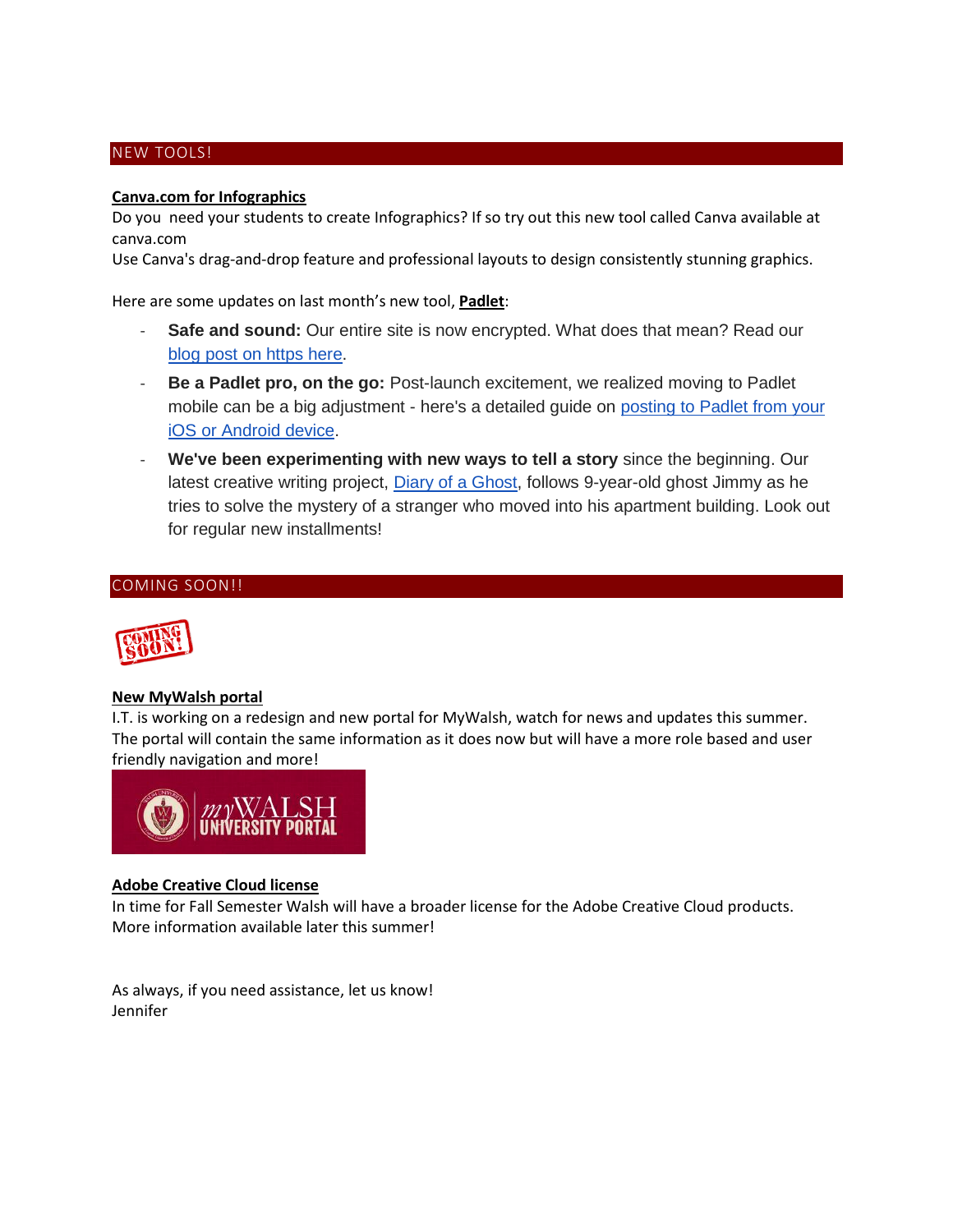## NEW TOOLS!

**Canva.com for Infographics**

Do you  need your students to create Infographics? If so try out this new tool called Canva available at canva.com

Use Canva's drag-and-drop feature and professional layouts to design consistently stunning graphics.

Here are some updates on last month's new tool, **Padlet**:

- **Safe and sound:** Our entire site is now encrypted. What does that mean? Read our blog post on https here.
- **Be a Padlet pro, on the go:** Post-launch excitement, we realized moving to Padlet mobile can be a big adjustment - here's a detailed guide on posting to Padlet from your iOS or Android device.
- **We've been experimenting with new ways to tell a story** since the beginning. Our latest creative writing project, Diary of a Ghost, follows 9-year-old ghost Jimmy as he tries to solve the mystery of a stranger who moved into his apartment building. Look out for regular new installments!

## COMING SOON!!

**New MyWalsh portal**

I.T. is working on a redesign and new portal for MyWalsh, watch for news and updates this summer. The portal will contain the same information as it does now but will have a more role based and user friendly navigation and more!

**Adobe Creative Cloud license**

In time for Fall Semester Walsh will have a broader license for the Adobe Creative Cloud products. More information available later this summer!

As always, if you need assistance, let us know!
Jennifer